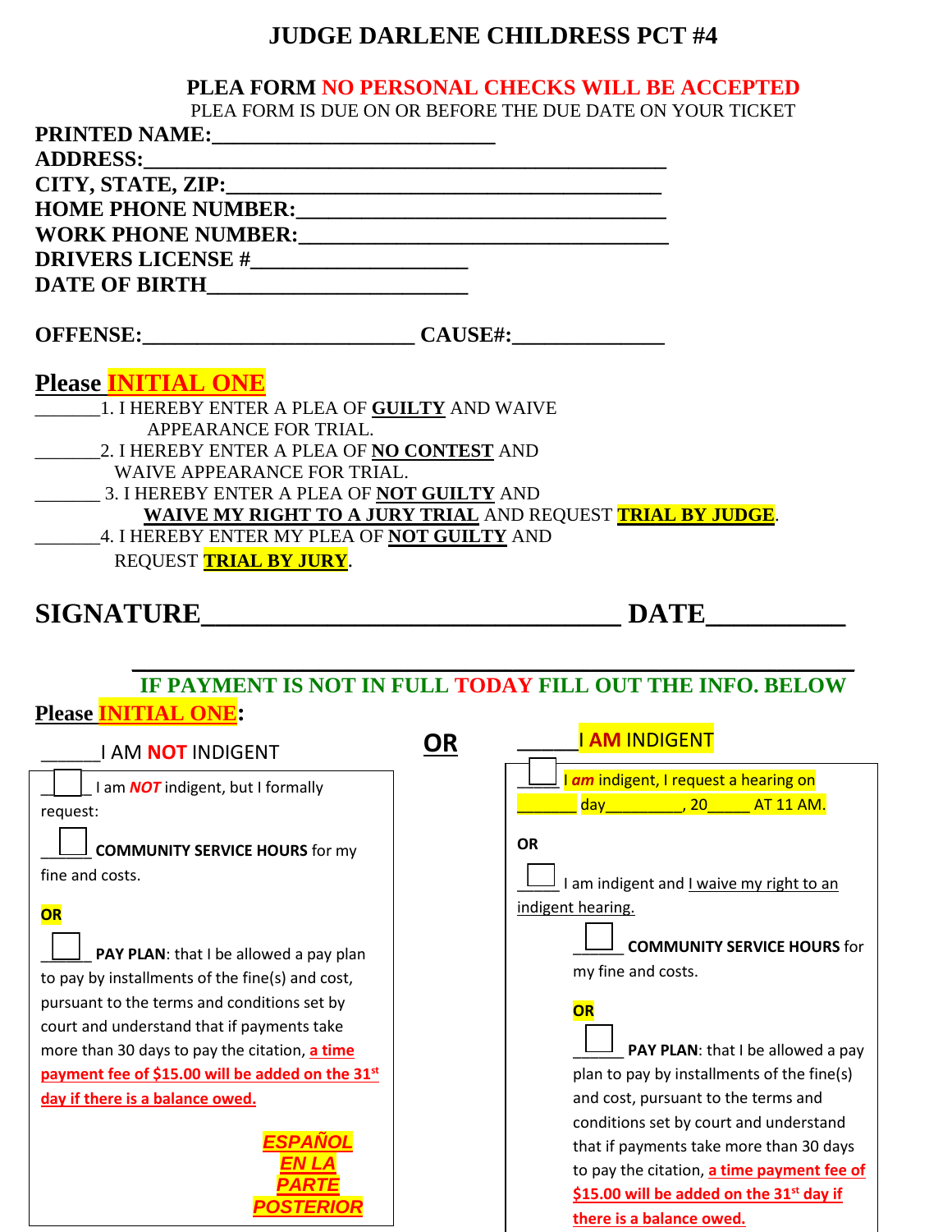# JUDGE DARLENE CHILDRESS PCT #4

## PLEA FORM NO PERSONAL CHECKS WILL BE ACCEPTED

PLEA FORM IS DUE ON OR BEFORE THE DUE DATE ON YOUR TICKET

**PRINTED NAME:**__________________________

**ADDRESS:**________________________________________________

**CITY, STATE, ZIP:**_________________________________________

**HOME PHONE NUMBER:**____________________________________

**WORK PHONE NUMBER:**____________________________________

**DRIVERS LICENSE #**____________________

**DATE OF BIRTH**________________________

**OFFENSE:**_________________________ **CAUSE#:**______________

## Please INITIAL ONE

_______1. I HEREBY ENTER A PLEA OF **GUILTY** AND WAIVE APPEARANCE FOR TRIAL.

_______2. I HEREBY ENTER A PLEA OF **NO CONTEST** AND WAIVE APPEARANCE FOR TRIAL.

_______ 3. I HEREBY ENTER A PLEA OF **NOT GUILTY** AND **WAIVE MY RIGHT TO A JURY TRIAL** AND REQUEST **TRIAL BY JUDGE**.

_______4. I HEREBY ENTER MY PLEA OF **NOT GUILTY** AND REQUEST **TRIAL BY JURY**.

**SIGNATURE**_________________________________ **DATE**__________

---

**IF PAYMENT IS NOT IN FULL TODAY FILL OUT THE INFO. BELOW**

## Please INITIAL ONE:

______I AM **NOT** INDIGENT

☐ I am ***NOT*** indigent, but I formally request:

☐ **COMMUNITY SERVICE HOURS** for my fine and costs.

**OR**

☐ **PAY PLAN**: that I be allowed a pay plan to pay by installments of the fine(s) and cost, pursuant to the terms and conditions set by court and understand that if payments take more than 30 days to pay the citation, a time payment fee of $15.00 will be added on the 31st day if there is a balance owed.

***ESPAÑOL EN LA PARTE POSTERIOR***

**OR**

______I **AM** INDIGENT

☐ I ***am*** indigent, I request a hearing on _______ day_________, 20_____ AT 11 AM.

**OR**

☐ I am indigent and I waive my right to an indigent hearing.

☐ **COMMUNITY SERVICE HOURS** for my fine and costs.

**OR**

☐ **PAY PLAN**: that I be allowed a pay plan to pay by installments of the fine(s) and cost, pursuant to the terms and conditions set by court and understand that if payments take more than 30 days to pay the citation, a time payment fee of $15.00 will be added on the 31st day if there is a balance owed.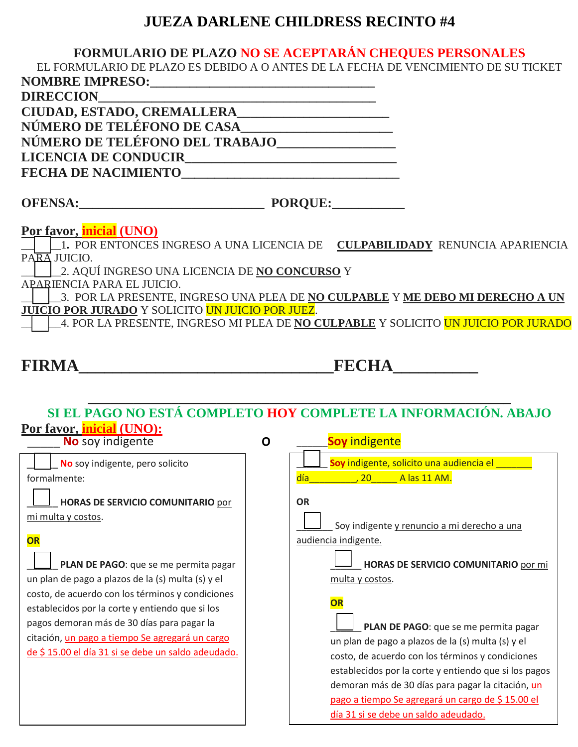# JUEZA DARLENE CHILDRESS RECINTO #4

## FORMULARIO DE PLAZO NO SE ACEPTARÁN CHEQUES PERSONALES

EL FORMULARIO DE PLAZO ES DEBIDO A O ANTES DE LA FECHA DE VENCIMIENTO DE SU TICKET

**NOMBRE IMPRESO:**___________________________________

**DIRECCION**___________________________________________

**CIUDAD, ESTADO, CREMALLERA**______________________

**NÚMERO DE TELÉFONO DE CASA**______________________

**NÚMERO DE TELÉFONO DEL TRABAJO**_________________

**LICENCIA DE CONDUCIR**_________________________________

**FECHA DE NACIMIENTO**__________________________________

**OFENSA:**____________________________ **PORQUE:**___________

**Por favor, inicial (UNO)**

☐ 1. POR ENTONCES INGRESO A UNA LICENCIA DE **CULPABILIDADY** RENUNCIA APARIENCIA PARA JUICIO.

☐ 2. AQUÍ INGRESO UNA LICENCIA DE **NO CONCURSO** Y APARIENCIA PARA EL JUICIO.

☐ 3. POR LA PRESENTE, INGRESO UNA PLEA DE **NO CULPABLE** Y **ME DEBO MI DERECHO A UN JUICIO POR JURADO** Y SOLICITO UN JUICIO POR JUEZ.

☐ 4. POR LA PRESENTE, INGRESO MI PLEA DE **NO CULPABLE** Y SOLICITO UN JUICIO POR JURADO

**FIRMA**_______________________________**FECHA**__________

---

**SI EL PAGO NO ESTÁ COMPLETO HOY COMPLETE LA INFORMACIÓN. ABAJO**

**Por favor, inicial (UNO):**

_____ **No** soy indigente

☐ **No** soy indigente, pero solicito formalmente:

☐ **HORAS DE SERVICIO COMUNITARIO** por mi multa y costos.

**OR**

☐ **PLAN DE PAGO**: que se me permita pagar un plan de pago a plazos de la (s) multa (s) y el costo, de acuerdo con los términos y condiciones establecidos por la corte y entiendo que si los pagos demoran más de 30 días para pagar la citación, un pago a tiempo Se agregará un cargo de $ 15.00 el día 31 si se debe un saldo adeudado.

**O**

_____ **Soy** indigente

☐ **Soy** indigente, solicito una audiencia el _______ día_________, 20_____ A las 11 AM.

**OR**

☐ Soy indigente y renuncio a mi derecho a una audiencia indigente.

☐ **HORAS DE SERVICIO COMUNITARIO** por mi multa y costos.

**OR**

☐ **PLAN DE PAGO**: que se me permita pagar un plan de pago a plazos de la (s) multa (s) y el costo, de acuerdo con los términos y condiciones establecidos por la corte y entiendo que si los pagos demoran más de 30 días para pagar la citación, un pago a tiempo Se agregará un cargo de $ 15.00 el día 31 si se debe un saldo adeudado.